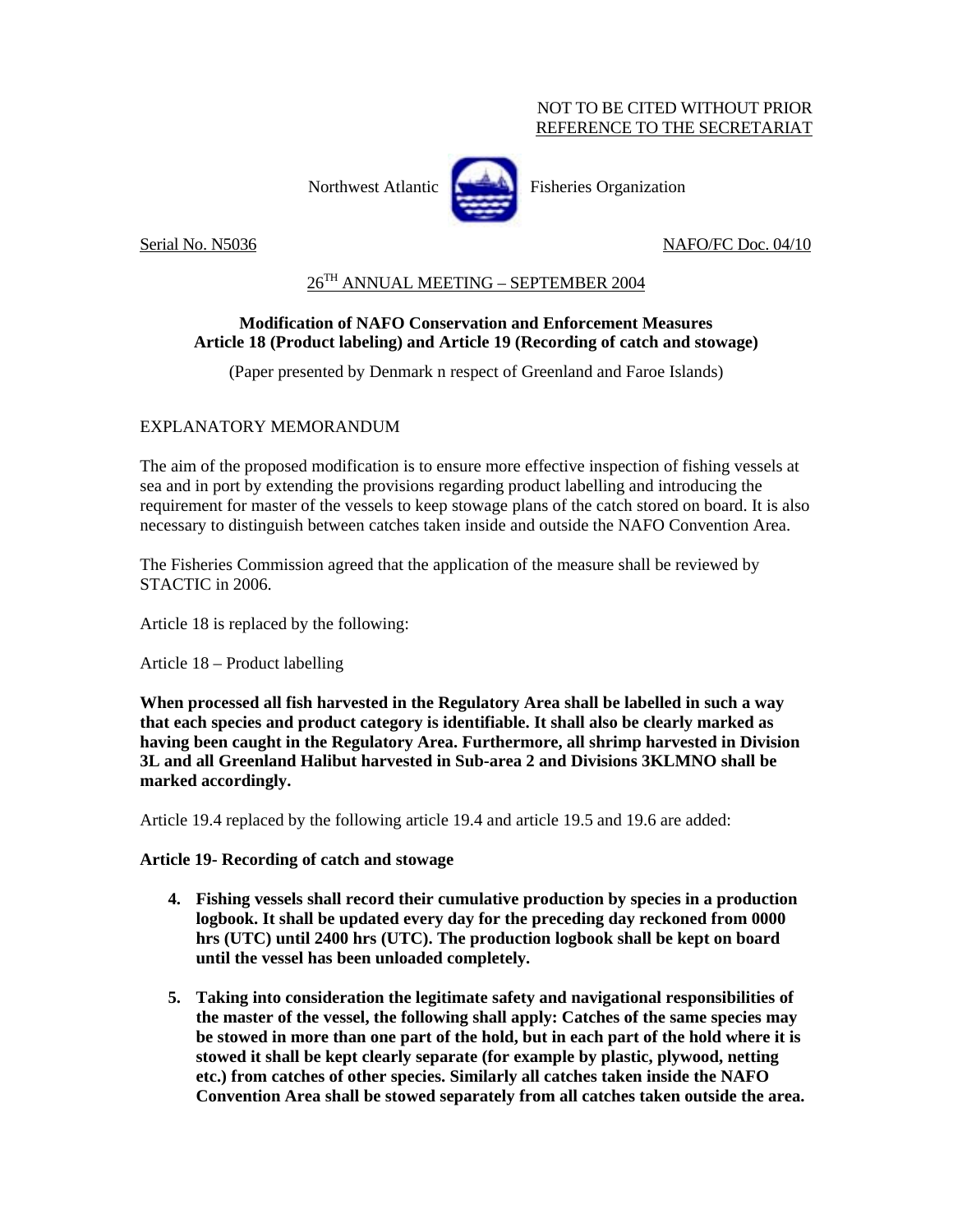NOT TO BE CITED WITHOUT PRIOR
REFERENCE TO THE SECRETARIAT

Northwest Atlantic Fisheries Organization

Serial No. N5036 NAFO/FC Doc. 04/10

## 26TH ANNUAL MEETING – SEPTEMBER 2004

### Modification of NAFO Conservation and Enforcement Measures Article 18 (Product labeling) and Article 19 (Recording of catch and stowage)

(Paper presented by Denmark n respect of Greenland and Faroe Islands)

EXPLANATORY MEMORANDUM

The aim of the proposed modification is to ensure more effective inspection of fishing vessels at sea and in port by extending the provisions regarding product labelling and introducing the requirement for master of the vessels to keep stowage plans of the catch stored on board. It is also necessary to distinguish between catches taken inside and outside the NAFO Convention Area.

The Fisheries Commission agreed that the application of the measure shall be reviewed by STACTIC in 2006.

Article 18 is replaced by the following:

Article 18 – Product labelling

**When processed all fish harvested in the Regulatory Area shall be labelled in such a way that each species and product category is identifiable. It shall also be clearly marked as having been caught in the Regulatory Area. Furthermore, all shrimp harvested in Division 3L and all Greenland Halibut harvested in Sub-area 2 and Divisions 3KLMNO shall be marked accordingly.**

Article 19.4 replaced by the following article 19.4 and article 19.5 and 19.6 are added:

**Article 19- Recording of catch and stowage**

4. **Fishing vessels shall record their cumulative production by species in a production logbook. It shall be updated every day for the preceding day reckoned from 0000 hrs (UTC) until 2400 hrs (UTC). The production logbook shall be kept on board until the vessel has been unloaded completely.**

5. **Taking into consideration the legitimate safety and navigational responsibilities of the master of the vessel, the following shall apply: Catches of the same species may be stowed in more than one part of the hold, but in each part of the hold where it is stowed it shall be kept clearly separate (for example by plastic, plywood, netting etc.) from catches of other species. Similarly all catches taken inside the NAFO Convention Area shall be stowed separately from all catches taken outside the area.**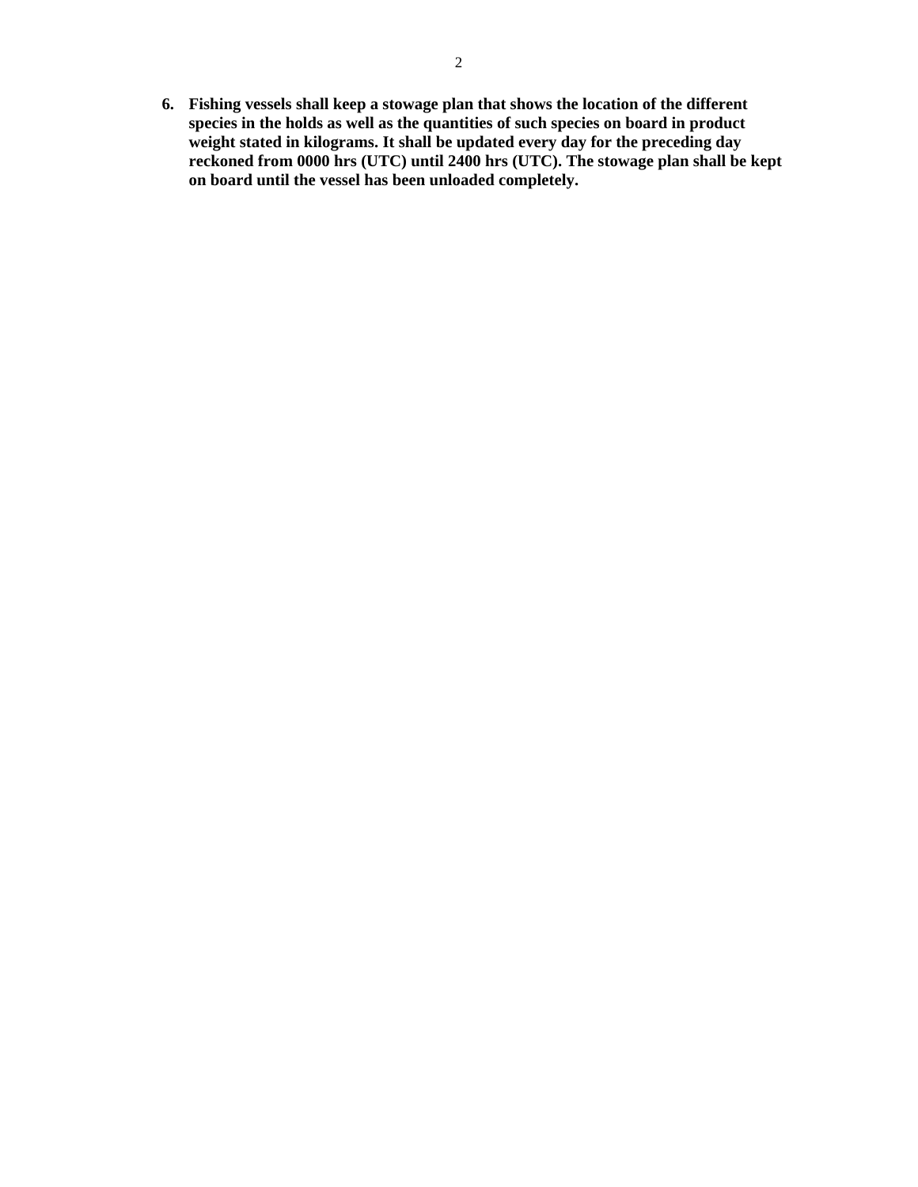6. **Fishing vessels shall keep a stowage plan that shows the location of the different species in the holds as well as the quantities of such species on board in product weight stated in kilograms. It shall be updated every day for the preceding day reckoned from 0000 hrs (UTC) until 2400 hrs (UTC). The stowage plan shall be kept on board until the vessel has been unloaded completely.**